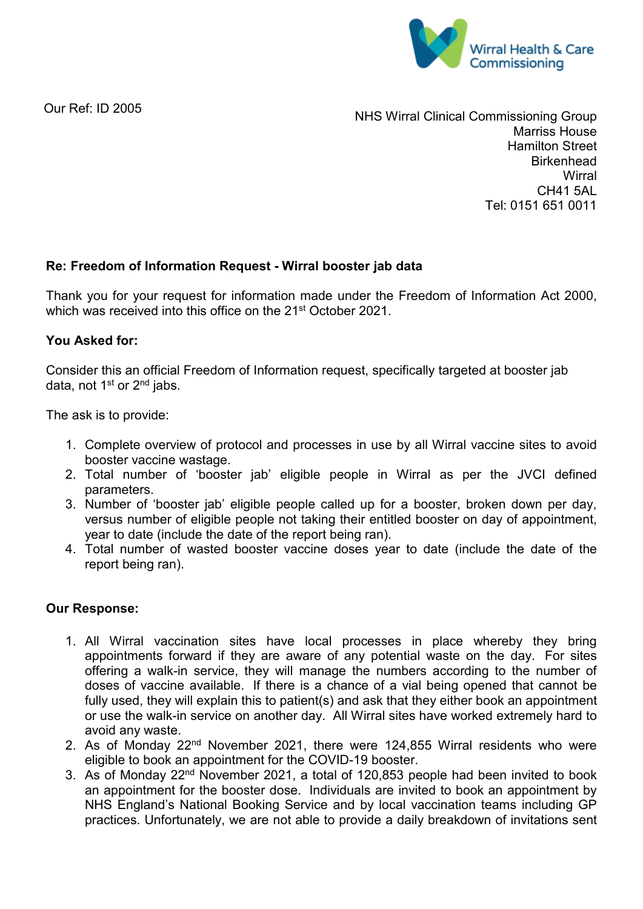Wirral Health & Care Commissioning

Our Ref: ID 2005

NHS Wirral Clinical Commissioning Group
Marriss House
Hamilton Street
Birkenhead
Wirral
CH41 5AL
Tel: 0151 651 0011

**Re: Freedom of Information Request - Wirral booster jab data**

Thank you for your request for information made under the Freedom of Information Act 2000, which was received into this office on the 21st October 2021.

**You Asked for:**

Consider this an official Freedom of Information request, specifically targeted at booster jab data, not 1st or 2nd jabs.

The ask is to provide:

1. Complete overview of protocol and processes in use by all Wirral vaccine sites to avoid booster vaccine wastage.
2. Total number of 'booster jab' eligible people in Wirral as per the JVCI defined parameters.
3. Number of 'booster jab' eligible people called up for a booster, broken down per day, versus number of eligible people not taking their entitled booster on day of appointment, year to date (include the date of the report being ran).
4. Total number of wasted booster vaccine doses year to date (include the date of the report being ran).

**Our Response:**

1. All Wirral vaccination sites have local processes in place whereby they bring appointments forward if they are aware of any potential waste on the day. For sites offering a walk-in service, they will manage the numbers according to the number of doses of vaccine available. If there is a chance of a vial being opened that cannot be fully used, they will explain this to patient(s) and ask that they either book an appointment or use the walk-in service on another day. All Wirral sites have worked extremely hard to avoid any waste.
2. As of Monday 22nd November 2021, there were 124,855 Wirral residents who were eligible to book an appointment for the COVID-19 booster.
3. As of Monday 22nd November 2021, a total of 120,853 people had been invited to book an appointment for the booster dose. Individuals are invited to book an appointment by NHS England's National Booking Service and by local vaccination teams including GP practices. Unfortunately, we are not able to provide a daily breakdown of invitations sent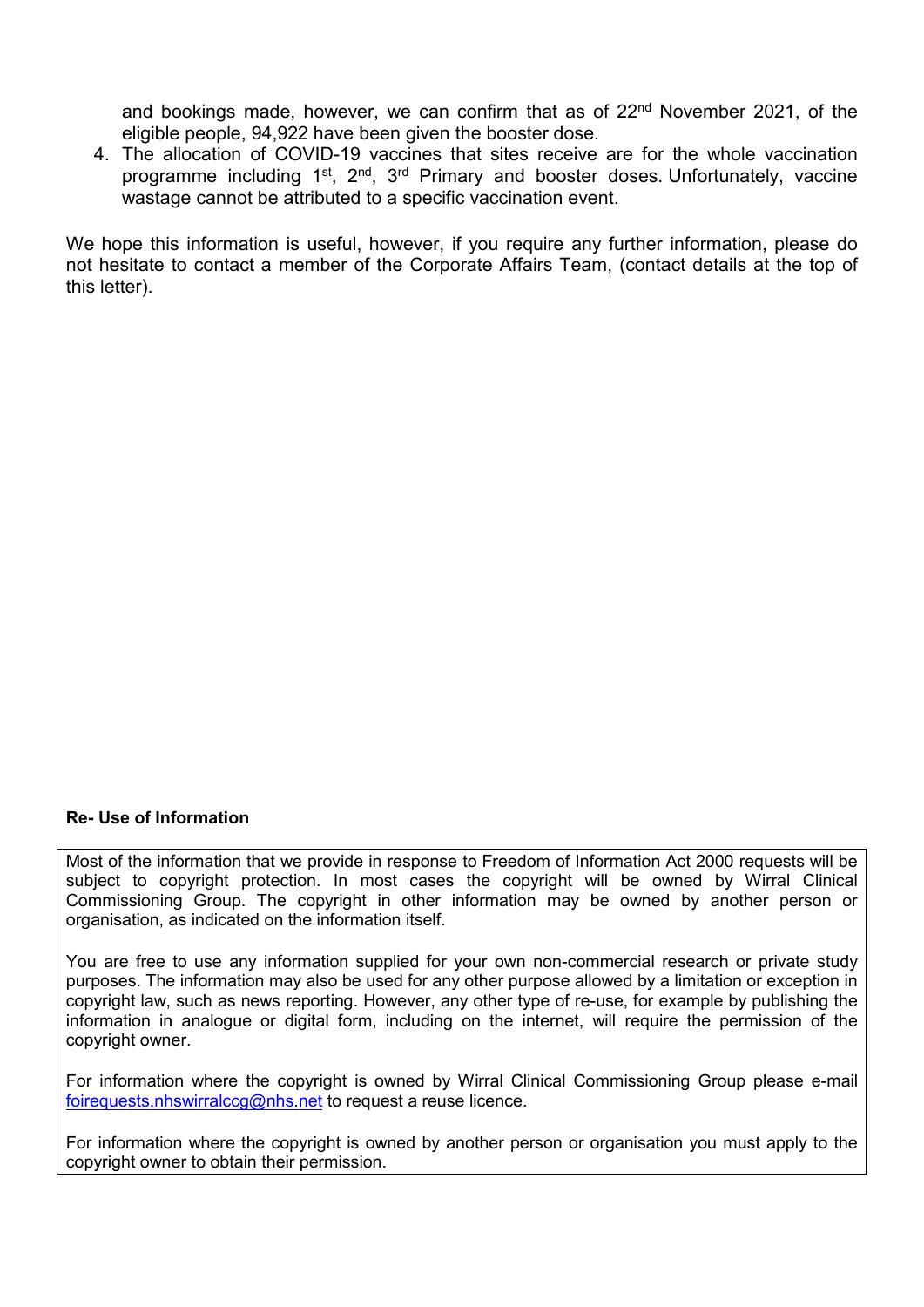and bookings made, however, we can confirm that as of 22nd November 2021, of the eligible people, 94,922 have been given the booster dose.

4. The allocation of COVID-19 vaccines that sites receive are for the whole vaccination programme including 1st, 2nd, 3rd Primary and booster doses. Unfortunately, vaccine wastage cannot be attributed to a specific vaccination event.

We hope this information is useful, however, if you require any further information, please do not hesitate to contact a member of the Corporate Affairs Team, (contact details at the top of this letter).

**Re- Use of Information**

Most of the information that we provide in response to Freedom of Information Act 2000 requests will be subject to copyright protection. In most cases the copyright will be owned by Wirral Clinical Commissioning Group. The copyright in other information may be owned by another person or organisation, as indicated on the information itself.

You are free to use any information supplied for your own non-commercial research or private study purposes. The information may also be used for any other purpose allowed by a limitation or exception in copyright law, such as news reporting. However, any other type of re-use, for example by publishing the information in analogue or digital form, including on the internet, will require the permission of the copyright owner.

For information where the copyright is owned by Wirral Clinical Commissioning Group please e-mail foirequests.nhswirralccg@nhs.net to request a reuse licence.

For information where the copyright is owned by another person or organisation you must apply to the copyright owner to obtain their permission.